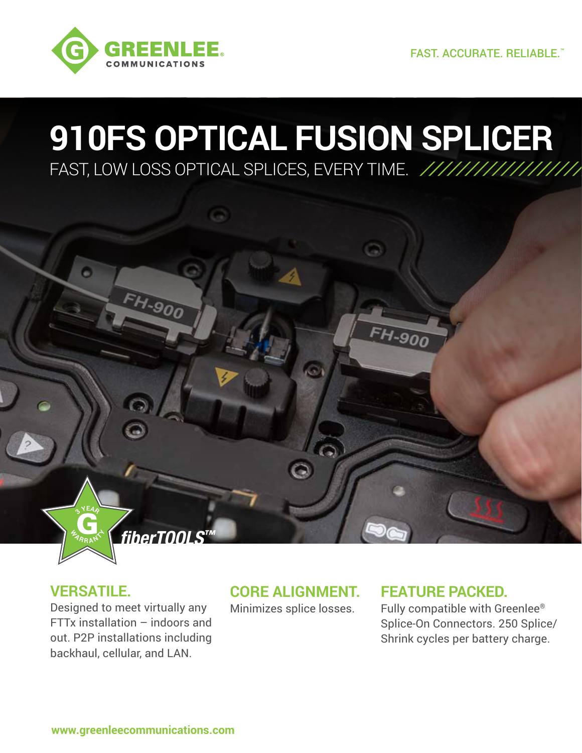GREENLEE COMMUNICATIONS

FAST. ACCURATE. RELIABLE.™

# 910FS OPTICAL FUSION SPLICER

FAST, LOW LOSS OPTICAL SPLICES, EVERY TIME.

3 YEAR G WARRANTY

fiberTOOLS™

## VERSATILE.

Designed to meet virtually any FTTx installation – indoors and out. P2P installations including backhaul, cellular, and LAN.

## CORE ALIGNMENT.

Minimizes splice losses.

## FEATURE PACKED.

Fully compatible with Greenlee® Splice-On Connectors. 250 Splice/Shrink cycles per battery charge.

**www.greenleecommunications.com**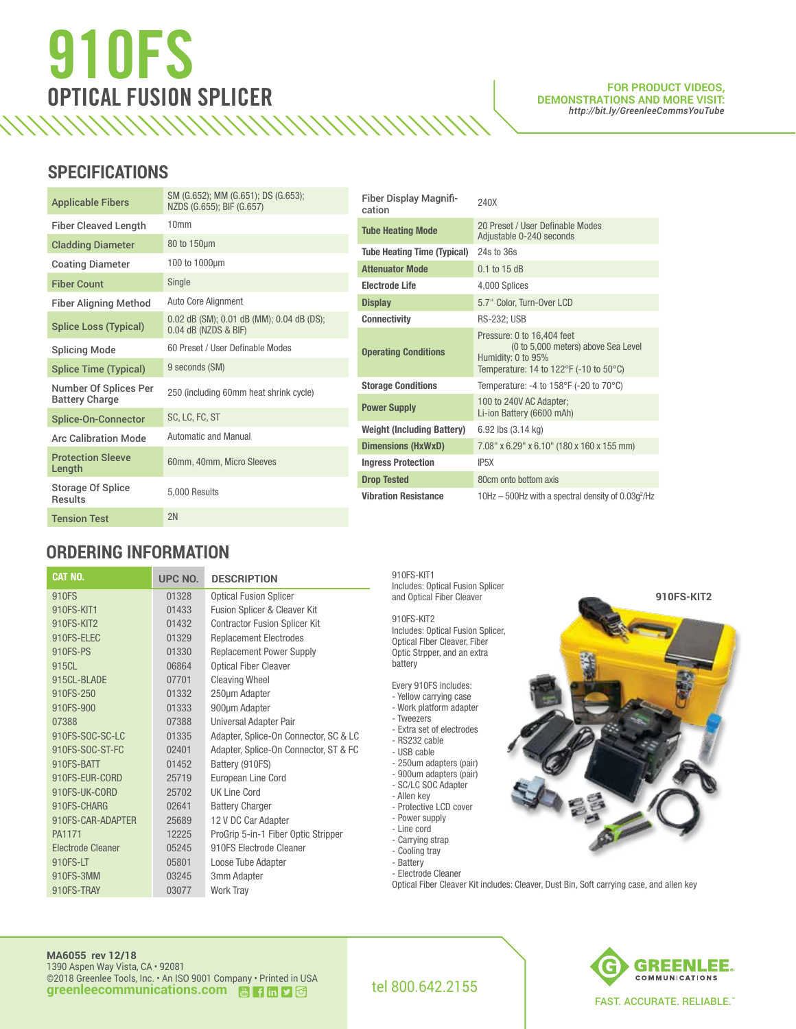# 910FS

## OPTICAL FUSION SPLICER

**FOR PRODUCT VIDEOS, DEMONSTRATIONS AND MORE VISIT:**
*http://bit.ly/GreenleeCommsYouTube*

## SPECIFICATIONS

| | |
|---|---|
| Applicable Fibers | SM (G.652); MM (G.651); DS (G.653); NZDS (G.655); BIF (G.657) |
| Fiber Cleaved Length | 10mm |
| Cladding Diameter | 80 to 150µm |
| Coating Diameter | 100 to 1000µm |
| Fiber Count | Single |
| Fiber Aligning Method | Auto Core Alignment |
| Splice Loss (Typical) | 0.02 dB (SM); 0.01 dB (MM); 0.04 dB (DS); 0.04 dB (NZDS & BIF) |
| Splicing Mode | 60 Preset / User Definable Modes |
| Splice Time (Typical) | 9 seconds (SM) |
| Number Of Splices Per Battery Charge | 250 (including 60mm heat shrink cycle) |
| Splice-On-Connector | SC, LC, FC, ST |
| Arc Calibration Mode | Automatic and Manual |
| Protection Sleeve Length | 60mm, 40mm, Micro Sleeves |
| Storage Of Splice Results | 5,000 Results |
| Tension Test | 2N |
| Fiber Display Magnification | 240X |
| Tube Heating Mode | 20 Preset / User Definable Modes Adjustable 0-240 seconds |
| Tube Heating Time (Typical) | 24s to 36s |
| Attenuator Mode | 0.1 to 15 dB |
| Electrode Life | 4,000 Splices |
| Display | 5.7" Color, Turn-Over LCD |
| Connectivity | RS-232; USB |
| Operating Conditions | Pressure: 0 to 16,404 feet (0 to 5,000 meters) above Sea Level<br>Humidity: 0 to 95%<br>Temperature: 14 to 122°F (-10 to 50°C) |
| Storage Conditions | Temperature: -4 to 158°F (-20 to 70°C) |
| Power Supply | 100 to 240V AC Adapter; Li-ion Battery (6600 mAh) |
| Weight (Including Battery) | 6.92 lbs (3.14 kg) |
| Dimensions (HxWxD) | 7.08" x 6.29" x 6.10" (180 x 160 x 155 mm) |
| Ingress Protection | IP5X |
| Drop Tested | 80cm onto bottom axis |
| Vibration Resistance | 10Hz – 500Hz with a spectral density of $0.03g^2/Hz$ |

## ORDERING INFORMATION

| CAT NO. | UPC NO. | DESCRIPTION |
|---|---|---|
| 910FS | 01328 | Optical Fusion Splicer |
| 910FS-KIT1 | 01433 | Fusion Splicer & Cleaver Kit |
| 910FS-KIT2 | 01432 | Contractor Fusion Splicer Kit |
| 910FS-ELEC | 01329 | Replacement Electrodes |
| 910FS-PS | 01330 | Replacement Power Supply |
| 915CL | 06864 | Optical Fiber Cleaver |
| 915CL-BLADE | 07701 | Cleaving Wheel |
| 910FS-250 | 01332 | 250µm Adapter |
| 910FS-900 | 01333 | 900µm Adapter |
| 07388 | 07388 | Universal Adapter Pair |
| 910FS-SOC-SC-LC | 01335 | Adapter, Splice-On Connector, SC & LC |
| 910FS-SOC-ST-FC | 02401 | Adapter, Splice-On Connector, ST & FC |
| 910FS-BATT | 01452 | Battery (910FS) |
| 910FS-EUR-CORD | 25719 | European Line Cord |
| 910FS-UK-CORD | 25702 | UK Line Cord |
| 910FS-CHARG | 02641 | Battery Charger |
| 910FS-CAR-ADAPTER | 25689 | 12 V DC Car Adapter |
| PA1171 | 12225 | ProGrip 5-in-1 Fiber Optic Stripper |
| Electrode Cleaner | 05245 | 910FS Electrode Cleaner |
| 910FS-LT | 05801 | Loose Tube Adapter |
| 910FS-3MM | 03245 | 3mm Adapter |
| 910FS-TRAY | 03077 | Work Tray |

910FS-KIT1
Includes: Optical Fusion Splicer and Optical Fiber Cleaver

910FS-KIT2
Includes: Optical Fusion Splicer, Optical Fiber Cleaver, Fiber Optic Strpper, and an extra battery

Every 910FS includes:
- Yellow carrying case
- Work platform adapter
- Tweezers
- Extra set of electrodes
- RS232 cable
- USB cable
- 250um adapters (pair)
- 900um adapters (pair)
- SC/LC SOC Adapter
- Allen key
- Protective LCD cover
- Power supply
- Line cord
- Carrying strap
- Cooling tray
- Battery
- Electrode Cleaner

Optical Fiber Cleaver Kit includes: Cleaver, Dust Bin, Soft carrying case, and allen key

910FS-KIT2

**MA6055 rev 12/18**
1390 Aspen Way Vista, CA • 92081
©2018 Greenlee Tools, Inc. • An ISO 9001 Company • Printed in USA
**greenleecommunications.com**

tel 800.642.2155

GREENLEE COMMUNICATIONS
FAST. ACCURATE. RELIABLE.™